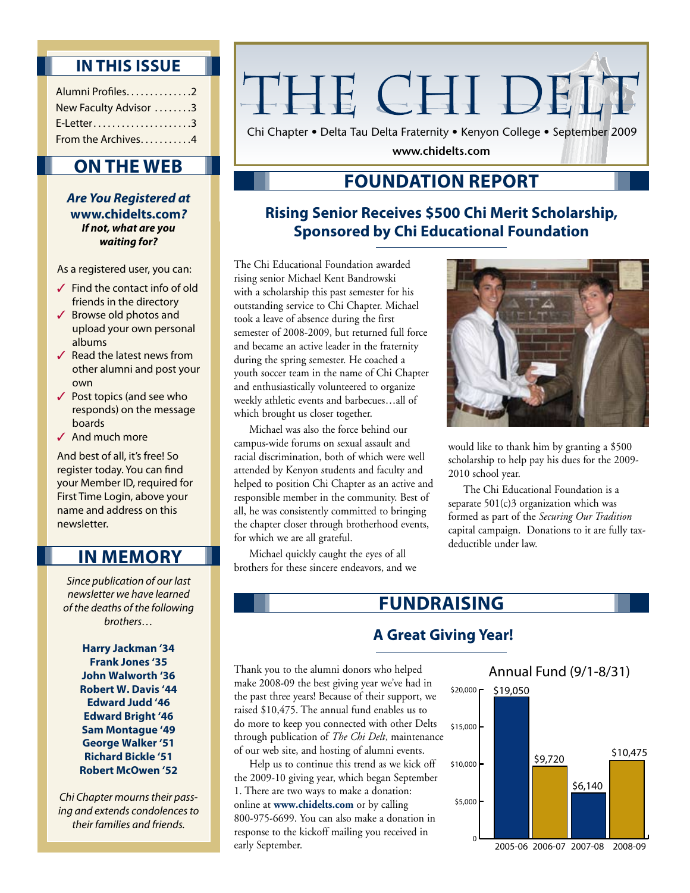# THE CHI DELT

Chi Chapter • Delta Tau Delta Fraternity • Kenyon College • September 2009

www.chidelts.com

## IN THIS ISSUE

- Alumni Profiles..............2
- New Faculty Advisor ........3
- E-Letter.....................3
- From the Archives...........4

## ON THE WEB

***Are You Registered at www.chidelts.com?***
***If not, what are you waiting for?***

As a registered user, you can:

- ✓ Find the contact info of old friends in the directory
- ✓ Browse old photos and upload your own personal albums
- ✓ Read the latest news from other alumni and post your own
- ✓ Post topics (and see who responds) on the message boards
- ✓ And much more

And best of all, it's free! So register today. You can find your Member ID, required for First Time Login, above your name and address on this newsletter.

## IN MEMORY

*Since publication of our last newsletter we have learned of the deaths of the following brothers…*

**Harry Jackman '34**
**Frank Jones '35**
**John Walworth '36**
**Robert W. Davis '44**
**Edward Judd '46**
**Edward Bright '46**
**Sam Montague '49**
**George Walker '51**
**Richard Bickle '51**
**Robert McOwen '52**

*Chi Chapter mourns their passing and extends condolences to their families and friends.*

## FOUNDATION REPORT

### Rising Senior Receives $500 Chi Merit Scholarship, Sponsored by Chi Educational Foundation

The Chi Educational Foundation awarded rising senior Michael Kent Bandrowski with a scholarship this past semester for his outstanding service to Chi Chapter. Michael took a leave of absence during the first semester of 2008-2009, but returned full force and became an active leader in the fraternity during the spring semester. He coached a youth soccer team in the name of Chi Chapter and enthusiastically volunteered to organize weekly athletic events and barbecues…all of which brought us closer together.

Michael was also the force behind our campus-wide forums on sexual assault and racial discrimination, both of which were well attended by Kenyon students and faculty and helped to position Chi Chapter as an active and responsible member in the community. Best of all, he was consistently committed to bringing the chapter closer through brotherhood events, for which we are all grateful.

Michael quickly caught the eyes of all brothers for these sincere endeavors, and we would like to thank him by granting a $500 scholarship to help pay his dues for the 2009-2010 school year.

The Chi Educational Foundation is a separate 501(c)3 organization which was formed as part of the *Securing Our Tradition* capital campaign. Donations to it are fully tax-deductible under law.

## FUNDRAISING

### A Great Giving Year!

Thank you to the alumni donors who helped make 2008-09 the best giving year we've had in the past three years! Because of their support, we raised $10,475. The annual fund enables us to do more to keep you connected with other Delts through publication of *The Chi Delt*, maintenance of our web site, and hosting of alumni events.

Help us to continue this trend as we kick off the 2009-10 giving year, which began September 1. There are two ways to make a donation: online at **www.chidelts.com** or by calling 800-975-6699. You can also make a donation in response to the kickoff mailing you received in early September.

Annual Fund (9/1-8/31)

| Year | Amount |
|---|---|
| 2005-06 | $19,050 |
| 2006-07 | $9,720 |
| 2007-08 | $6,140 |
| 2008-09 | $10,475 |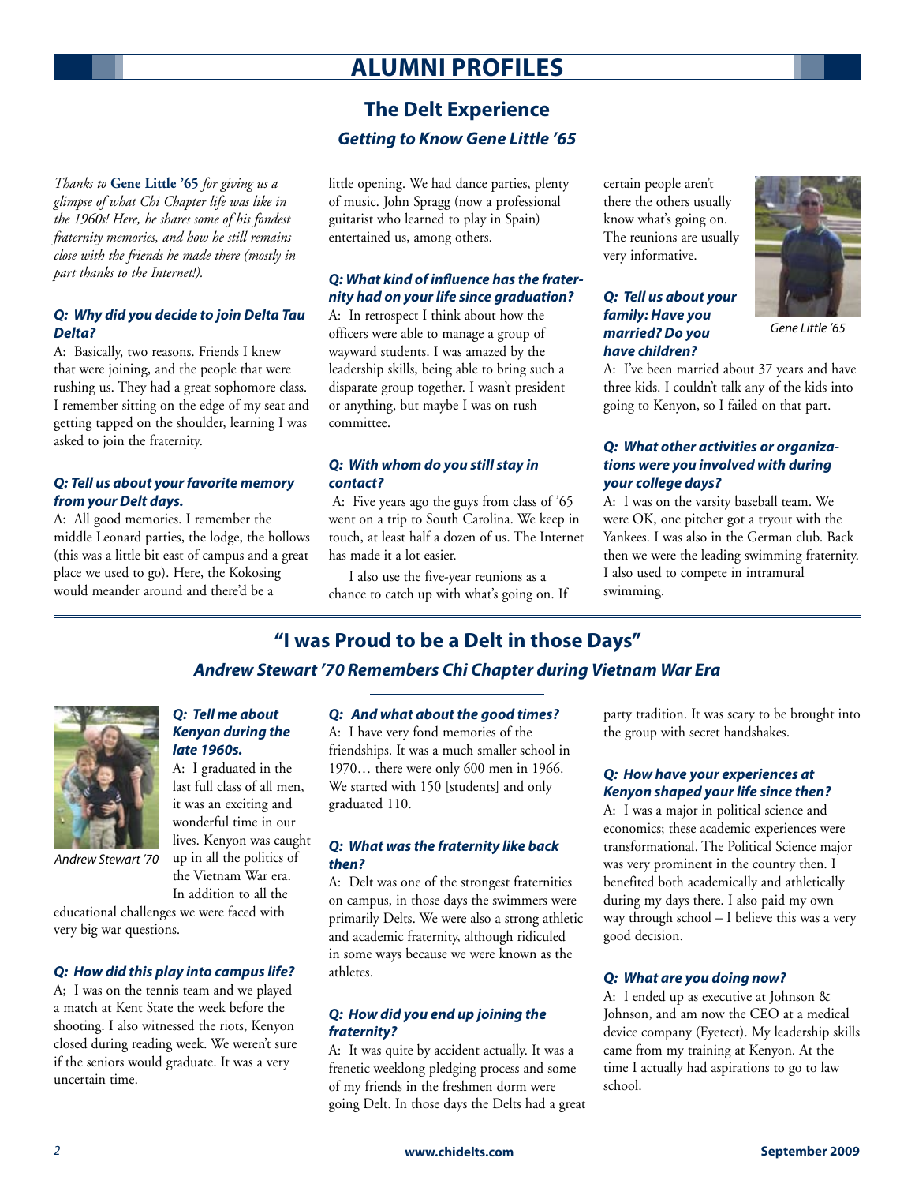# ALUMNI PROFILES

## The Delt Experience

### *Getting to Know Gene Little '65*

*Thanks to* **Gene Little '65** *for giving us a glimpse of what Chi Chapter life was like in the 1960s! Here, he shares some of his fondest fraternity memories, and how he still remains close with the friends he made there (mostly in part thanks to the Internet!).*

***Q: Why did you decide to join Delta Tau Delta?***

A: Basically, two reasons. Friends I knew that were joining, and the people that were rushing us. They had a great sophomore class. I remember sitting on the edge of my seat and getting tapped on the shoulder, learning I was asked to join the fraternity.

***Q: Tell us about your favorite memory from your Delt days.***

A: All good memories. I remember the middle Leonard parties, the lodge, the hollows (this was a little bit east of campus and a great place we used to go). Here, the Kokosing would meander around and there'd be a little opening. We had dance parties, plenty of music. John Spragg (now a professional guitarist who learned to play in Spain) entertained us, among others.

***Q: What kind of influence has the fraternity had on your life since graduation?***

A: In retrospect I think about how the officers were able to manage a group of wayward students. I was amazed by the leadership skills, being able to bring such a disparate group together. I wasn't president or anything, but maybe I was on rush committee.

***Q: With whom do you still stay in contact?***

A: Five years ago the guys from class of '65 went on a trip to South Carolina. We keep in touch, at least half a dozen of us. The Internet has made it a lot easier.

I also use the five-year reunions as a chance to catch up with what's going on. If certain people aren't there the others usually know what's going on. The reunions are usually very informative.

Gene Little '65

***Q: Tell us about your family: Have you married? Do you have children?***

A: I've been married about 37 years and have three kids. I couldn't talk any of the kids into going to Kenyon, so I failed on that part.

***Q: What other activities or organizations were you involved with during your college days?***

A: I was on the varsity baseball team. We were OK, one pitcher got a tryout with the Yankees. I was also in the German club. Back then we were the leading swimming fraternity. I also used to compete in intramural swimming.

## "I was Proud to be a Delt in those Days"

### *Andrew Stewart '70 Remembers Chi Chapter during Vietnam War Era*

Andrew Stewart '70

***Q: Tell me about Kenyon during the late 1960s.***

A: I graduated in the last full class of all men, it was an exciting and wonderful time in our lives. Kenyon was caught up in all the politics of the Vietnam War era. In addition to all the educational challenges we were faced with very big war questions.

***Q: How did this play into campus life?***

A; I was on the tennis team and we played a match at Kent State the week before the shooting. I also witnessed the riots, Kenyon closed during reading week. We weren't sure if the seniors would graduate. It was a very uncertain time.

***Q: And what about the good times?***

A: I have very fond memories of the friendships. It was a much smaller school in 1970… there were only 600 men in 1966. We started with 150 [students] and only graduated 110.

***Q: What was the fraternity like back then?***

A: Delt was one of the strongest fraternities on campus, in those days the swimmers were primarily Delts. We were also a strong athletic and academic fraternity, although ridiculed in some ways because we were known as the athletes.

***Q: How did you end up joining the fraternity?***

A: It was quite by accident actually. It was a frenetic weeklong pledging process and some of my friends in the freshmen dorm were going Delt. In those days the Delts had a great party tradition. It was scary to be brought into the group with secret handshakes.

***Q: How have your experiences at Kenyon shaped your life since then?***

A: I was a major in political science and economics; these academic experiences were transformational. The Political Science major was very prominent in the country then. I benefited both academically and athletically during my days there. I also paid my own way through school – I believe this was a very good decision.

***Q: What are you doing now?***

A: I ended up as executive at Johnson & Johnson, and am now the CEO at a medical device company (Eyetect). My leadership skills came from my training at Kenyon. At the time I actually had aspirations to go to law school.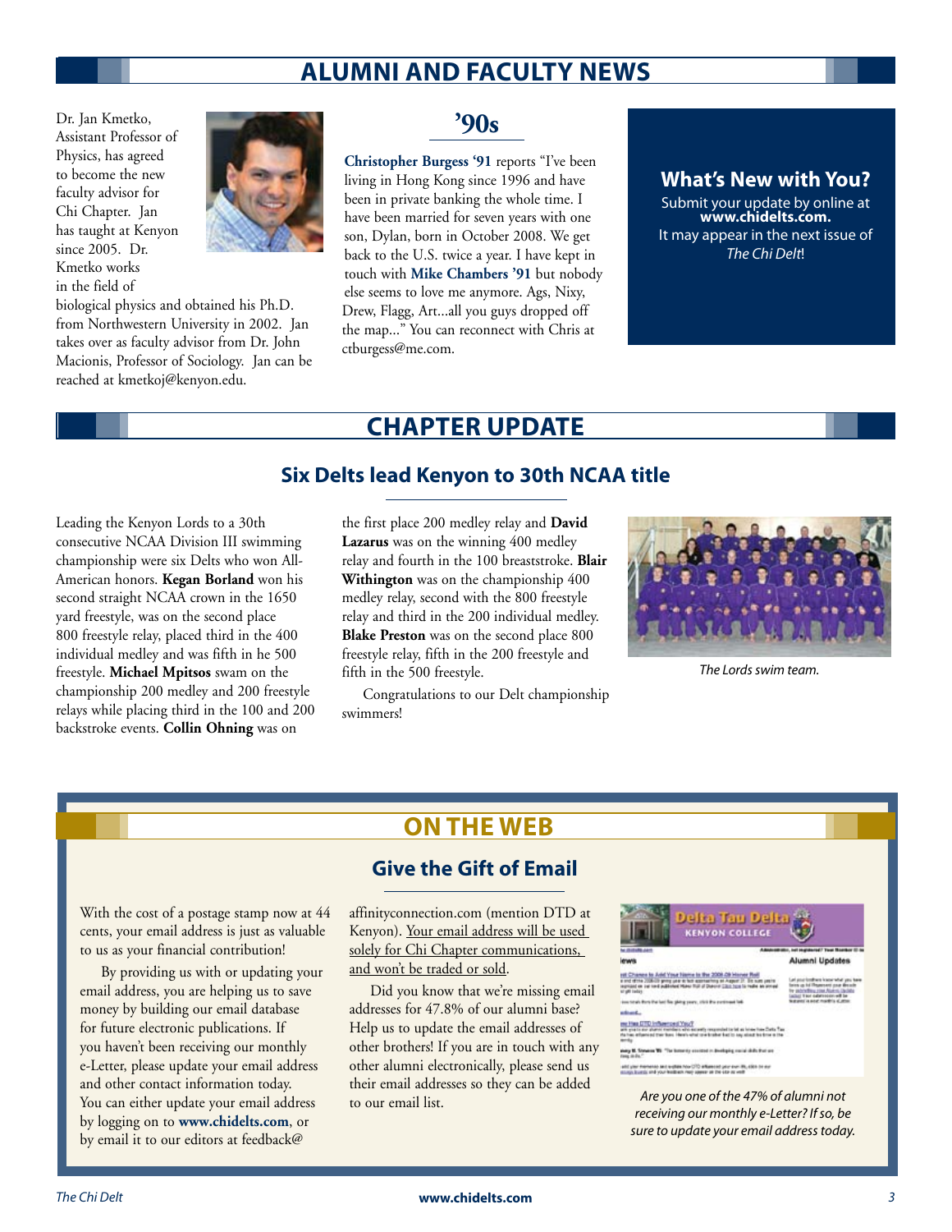# ALUMNI AND FACULTY NEWS

Dr. Jan Kmetko, Assistant Professor of Physics, has agreed to become the new faculty advisor for Chi Chapter. Jan has taught at Kenyon since 2005. Dr. Kmetko works in the field of biological physics and obtained his Ph.D. from Northwestern University in 2002. Jan takes over as faculty advisor from Dr. John Macionis, Professor of Sociology. Jan can be reached at kmetkoj@kenyon.edu.

## '90s

**Christopher Burgess '91** reports "I've been living in Hong Kong since 1996 and have been in private banking the whole time. I have been married for seven years with one son, Dylan, born in October 2008. We get back to the U.S. twice a year. I have kept in touch with **Mike Chambers '91** but nobody else seems to love me anymore. Ags, Nixy, Drew, Flagg, Art...all you guys dropped off the map..." You can reconnect with Chris at ctburgess@me.com.

**What's New with You?**

Submit your update by online at **www.chidelts.com.**
It may appear in the next issue of *The Chi Delt*!

# CHAPTER UPDATE

## Six Delts lead Kenyon to 30th NCAA title

Leading the Kenyon Lords to a 30th consecutive NCAA Division III swimming championship were six Delts who won All-American honors. **Kegan Borland** won his second straight NCAA crown in the 1650 yard freestyle, was on the second place 800 freestyle relay, placed third in the 400 individual medley and was fifth in he 500 freestyle. **Michael Mpitsos** swam on the championship 200 medley and 200 freestyle relays while placing third in the 100 and 200 backstroke events. **Collin Ohning** was on the first place 200 medley relay and **David Lazarus** was on the winning 400 medley relay and fourth in the 100 breaststroke. **Blair Withington** was on the championship 400 medley relay, second with the 800 freestyle relay and third in the 200 individual medley. **Blake Preston** was on the second place 800 freestyle relay, fifth in the 200 freestyle and fifth in the 500 freestyle.

Congratulations to our Delt championship swimmers!

*The Lords swim team.*

# ON THE WEB

## Give the Gift of Email

With the cost of a postage stamp now at 44 cents, your email address is just as valuable to us as your financial contribution!

By providing us with or updating your email address, you are helping us to save money by building our email database for future electronic publications. If you haven't been receiving our monthly e-Letter, please update your email address and other contact information today. You can either update your email address by logging on to **www.chidelts.com**, or by email it to our editors at feedback@affinityconnection.com (mention DTD at Kenyon). Your email address will be used solely for Chi Chapter communications, and won't be traded or sold.

Did you know that we're missing email addresses for 47.8% of our alumni base? Help us to update the email addresses of other brothers! If you are in touch with any other alumni electronically, please send us their email addresses so they can be added to our email list.

*Are you one of the 47% of alumni not receiving our monthly e-Letter? If so, be sure to update your email address today.*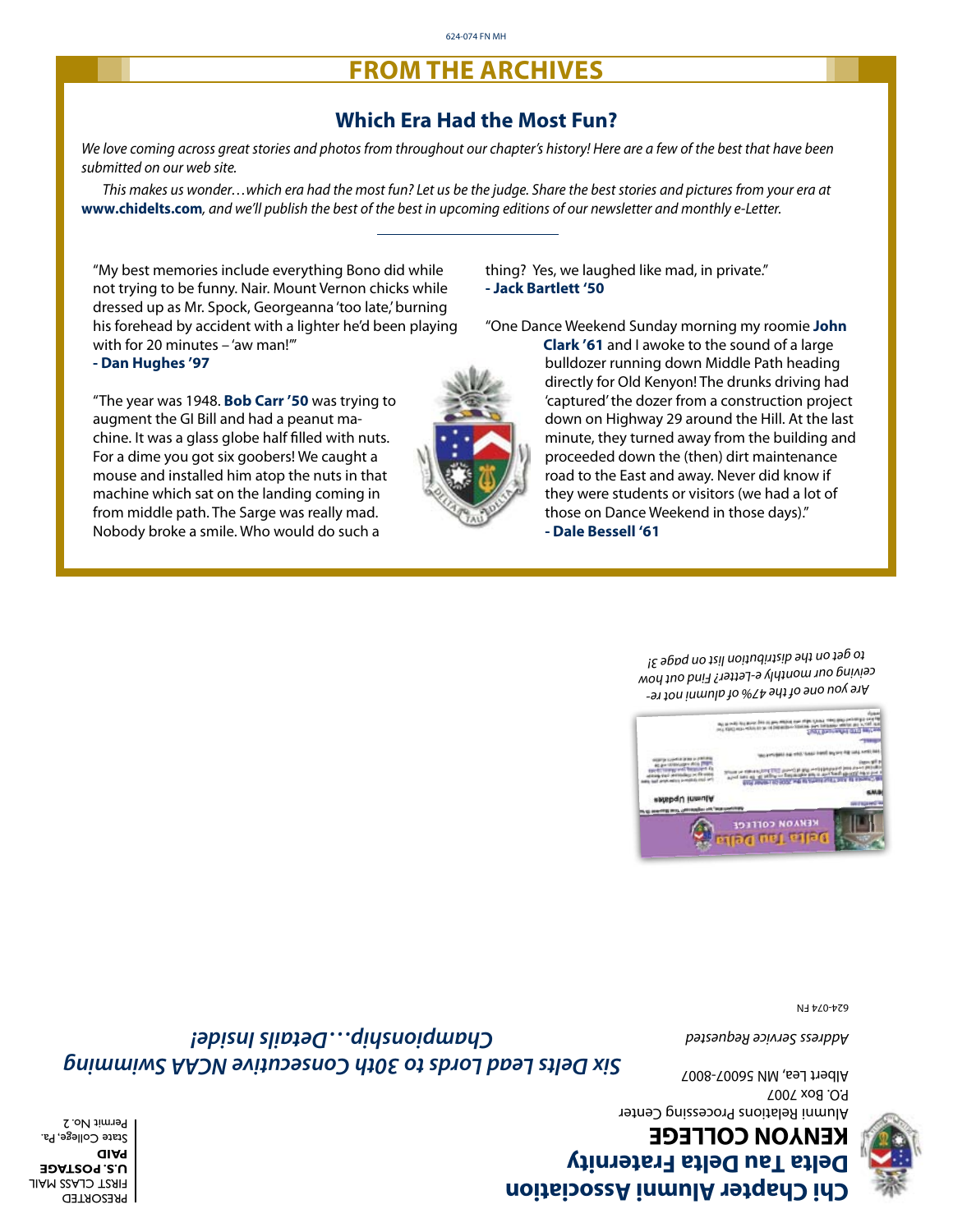## FROM THE ARCHIVES

### Which Era Had the Most Fun?

*We love coming across great stories and photos from throughout our chapter's history! Here are a few of the best that have been submitted on our web site.*

*This makes us wonder…which era had the most fun? Let us be the judge. Share the best stories and pictures from your era at* **www.chidelts.com**, *and we'll publish the best of the best in upcoming editions of our newsletter and monthly e-Letter.*

"My best memories include everything Bono did while not trying to be funny. Nair. Mount Vernon chicks while dressed up as Mr. Spock, Georgeanna 'too late,' burning his forehead by accident with a lighter he'd been playing with for 20 minutes – 'aw man!'"
**- Dan Hughes '97**

"The year was 1948. **Bob Carr '50** was trying to augment the GI Bill and had a peanut machine. It was a glass globe half filled with nuts. For a dime you got six goobers! We caught a mouse and installed him atop the nuts in that machine which sat on the landing coming in from middle path. The Sarge was really mad. Nobody broke a smile. Who would do such a thing? Yes, we laughed like mad, in private."
**- Jack Bartlett '50**

"One Dance Weekend Sunday morning my roomie **John Clark '61** and I awoke to the sound of a large bulldozer running down Middle Path heading directly for Old Kenyon! The drunks driving had 'captured' the dozer from a construction project down on Highway 29 around the Hill. At the last minute, they turned away from the building and proceeded down the (then) dirt maintenance road to the East and away. Never did know if they were students or visitors (we had a lot of those on Dance Weekend in those days)."
**- Dale Bessell '61**

*Are you one of the 47% of alumni not receiving our monthly e-Letter? Find out how to get on the distribution list on page 3!*

**Chi Chapter Alumni Association**
**Delta Tau Delta Fraternity**
**KENYON COLLEGE**
Alumni Relations Processing Center
P.O. Box 7007
Albert Lea, MN 56007-8007

*Address Service Requested*

624-074 FN

PRESORTED
FIRST CLASS MAIL
**U.S. POSTAGE**
**PAID**
State College, Pa.
Permit No. 2

***Six Delts Lead Lords to 30th Consecutive NCAA Swimming Championship…Details Inside!***